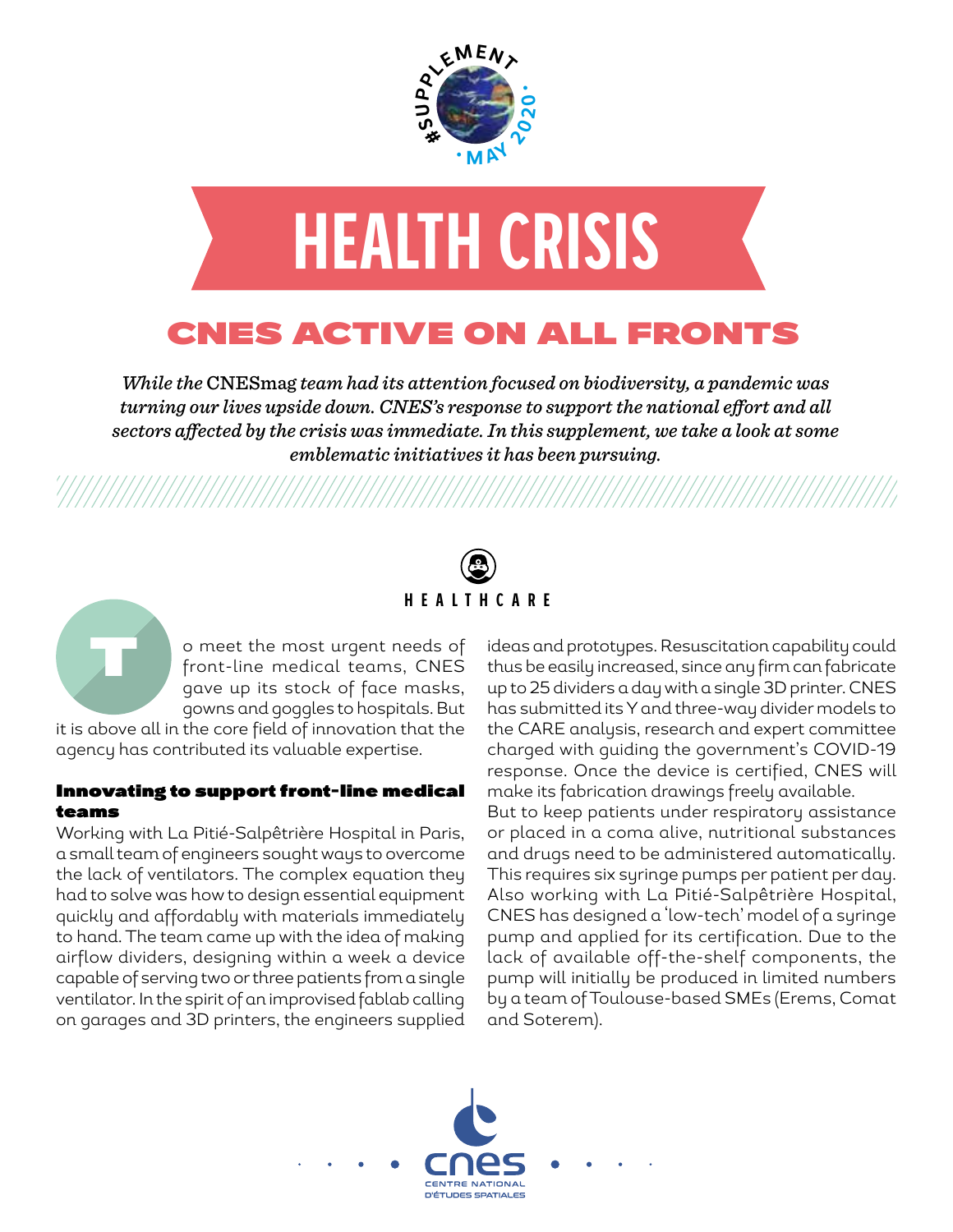#SUPPLEMENT · MAY 2020 ·

# HEALTH CRISIS

## CNES ACTIVE ON ALL FRONTS

*While the* CNESmag *team had its attention focused on biodiversity, a pandemic was turning our lives upside down. CNES's response to support the national effort and all sectors affected by the crisis was immediate. In this supplement, we take a look at some emblematic initiatives it has been pursuing.*

### HEALTHCARE

To meet the most urgent needs of front-line medical teams, CNES gave up its stock of face masks, gowns and goggles to hospitals. But it is above all in the core field of innovation that the agency has contributed its valuable expertise.

**Innovating to support front-line medical teams**

Working with La Pitié-Salpêtrière Hospital in Paris, a small team of engineers sought ways to overcome the lack of ventilators. The complex equation they had to solve was how to design essential equipment quickly and affordably with materials immediately to hand. The team came up with the idea of making airflow dividers, designing within a week a device capable of serving two or three patients from a single ventilator. In the spirit of an improvised fablab calling on garages and 3D printers, the engineers supplied ideas and prototypes. Resuscitation capability could thus be easily increased, since any firm can fabricate up to 25 dividers a day with a single 3D printer. CNES has submitted its Y and three-way divider models to the CARE analysis, research and expert committee charged with guiding the government's COVID-19 response. Once the device is certified, CNES will make its fabrication drawings freely available.

But to keep patients under respiratory assistance or placed in a coma alive, nutritional substances and drugs need to be administered automatically. This requires six syringe pumps per patient per day. Also working with La Pitié-Salpêtrière Hospital, CNES has designed a 'low-tech' model of a syringe pump and applied for its certification. Due to the lack of available off-the-shelf components, the pump will initially be produced in limited numbers by a team of Toulouse-based SMEs (Erems, Comat and Soterem).

CNES
CENTRE NATIONAL D'ÉTUDES SPATIALES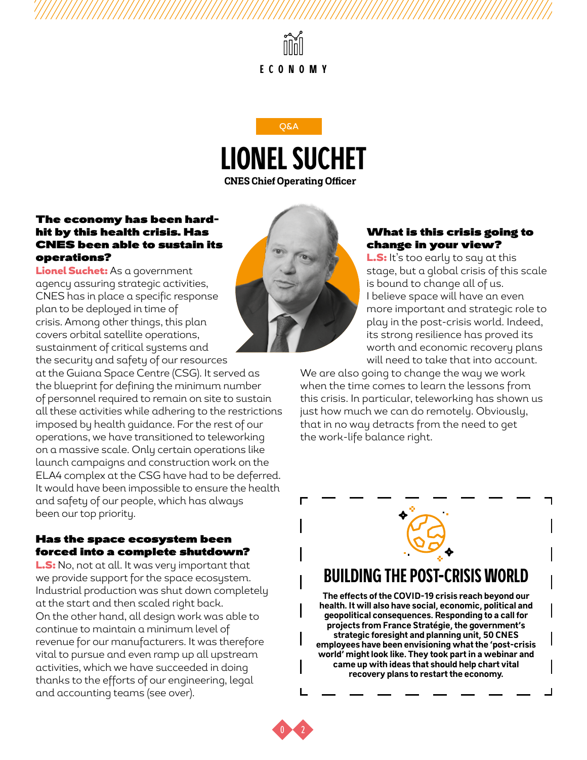ECONOMY

Q&A

# LIONEL SUCHET

**CNES Chief Operating Officer**

**The economy has been hard-hit by this health crisis. Has CNES been able to sustain its operations?**

**Lionel Suchet:** As a government agency assuring strategic activities, CNES has in place a specific response plan to be deployed in time of crisis. Among other things, this plan covers orbital satellite operations, sustainment of critical systems and the security and safety of our resources at the Guiana Space Centre (CSG). It served as the blueprint for defining the minimum number of personnel required to remain on site to sustain all these activities while adhering to the restrictions imposed by health guidance. For the rest of our operations, we have transitioned to teleworking on a massive scale. Only certain operations like launch campaigns and construction work on the ELA4 complex at the CSG have had to be deferred. It would have been impossible to ensure the health and safety of our people, which has always been our top priority.

**Has the space ecosystem been forced into a complete shutdown?**

**L.S:** No, not at all. It was very important that we provide support for the space ecosystem. Industrial production was shut down completely at the start and then scaled right back. On the other hand, all design work was able to continue to maintain a minimum level of revenue for our manufacturers. It was therefore vital to pursue and even ramp up all upstream activities, which we have succeeded in doing thanks to the efforts of our engineering, legal and accounting teams (see over).

**What is this crisis going to change in your view?**

**L.S:** It's too early to say at this stage, but a global crisis of this scale is bound to change all of us. I believe space will have an even more important and strategic role to play in the post-crisis world. Indeed, its strong resilience has proved its worth and economic recovery plans will need to take that into account. We are also going to change the way we work when the time comes to learn the lessons from this crisis. In particular, teleworking has shown us just how much we can do remotely. Obviously, that in no way detracts from the need to get the work-life balance right.

## BUILDING THE POST-CRISIS WORLD

**The effects of the COVID-19 crisis reach beyond our health. It will also have social, economic, political and geopolitical consequences. Responding to a call for projects from France Stratégie, the government's strategic foresight and planning unit, 50 CNES employees have been envisioning what the 'post-crisis world' might look like. They took part in a webinar and came up with ideas that should help chart vital recovery plans to restart the economy.**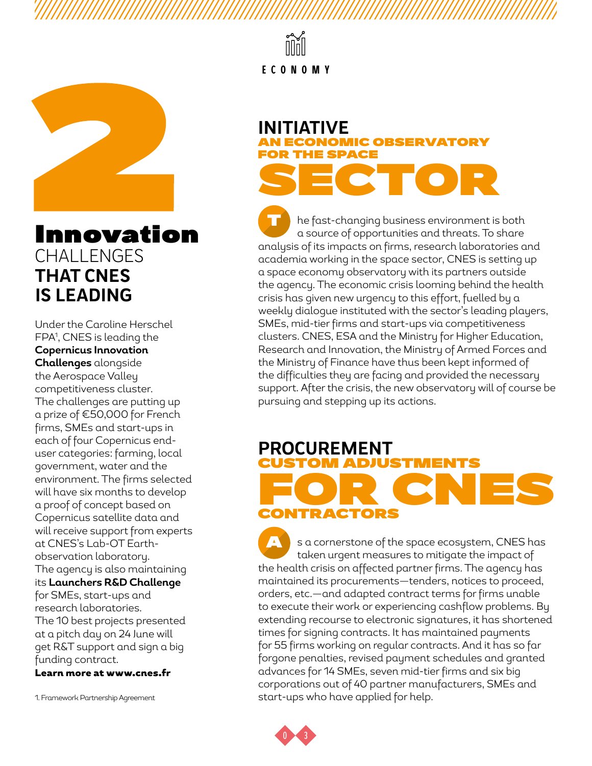ECONOMY

# 2

## Innovation CHALLENGES THAT CNES IS LEADING

Under the Caroline Herschel FPA[1], CNES is leading the **Copernicus Innovation Challenges** alongside the Aerospace Valley competitiveness cluster. The challenges are putting up a prize of €50,000 for French firms, SMEs and start-ups in each of four Copernicus end-user categories: farming, local government, water and the environment. The firms selected will have six months to develop a proof of concept based on Copernicus satellite data and will receive support from experts at CNES's Lab-OT Earth-observation laboratory.
The agency is also maintaining its **Launchers R&D Challenge** for SMEs, start-ups and research laboratories.
The 10 best projects presented at a pitch day on 24 June will get R&T support and sign a big funding contract.
**Learn more at www.cnes.fr**

1. Framework Partnership Agreement

## INITIATIVE AN ECONOMIC OBSERVATORY FOR THE SPACE SECTOR

The fast-changing business environment is both a source of opportunities and threats. To share analysis of its impacts on firms, research laboratories and academia working in the space sector, CNES is setting up a space economy observatory with its partners outside the agency. The economic crisis looming behind the health crisis has given new urgency to this effort, fuelled by a weekly dialogue instituted with the sector's leading players, SMEs, mid-tier firms and start-ups via competitiveness clusters. CNES, ESA and the Ministry for Higher Education, Research and Innovation, the Ministry of Armed Forces and the Ministry of Finance have thus been kept informed of the difficulties they are facing and provided the necessary support. After the crisis, the new observatory will of course be pursuing and stepping up its actions.

## PROCUREMENT CUSTOM ADJUSTMENTS FOR CNES CONTRACTORS

As a cornerstone of the space ecosystem, CNES has taken urgent measures to mitigate the impact of the health crisis on affected partner firms. The agency has maintained its procurements—tenders, notices to proceed, orders, etc.—and adapted contract terms for firms unable to execute their work or experiencing cashflow problems. By extending recourse to electronic signatures, it has shortened times for signing contracts. It has maintained payments for 55 firms working on regular contracts. And it has so far forgone penalties, revised payment schedules and granted advances for 14 SMEs, seven mid-tier firms and six big corporations out of 40 partner manufacturers, SMEs and start-ups who have applied for help.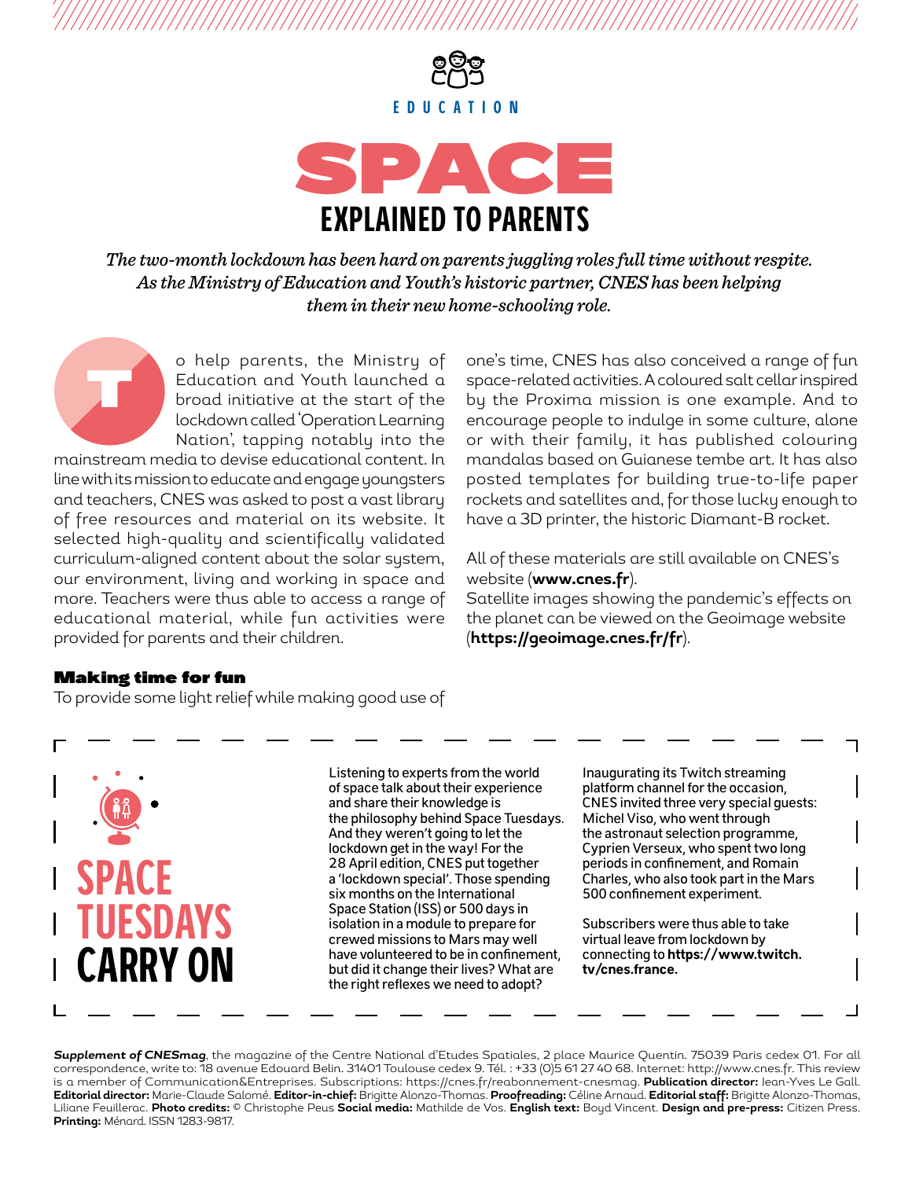EDUCATION

# SPACE EXPLAINED TO PARENTS

*The two-month lockdown has been hard on parents juggling roles full time without respite. As the Ministry of Education and Youth's historic partner, CNES has been helping them in their new home-schooling role.*

To help parents, the Ministry of Education and Youth launched a broad initiative at the start of the lockdown called 'Operation Learning Nation', tapping notably into the mainstream media to devise educational content. In line with its mission to educate and engage youngsters and teachers, CNES was asked to post a vast library of free resources and material on its website. It selected high-quality and scientifically validated curriculum-aligned content about the solar system, our environment, living and working in space and more. Teachers were thus able to access a range of educational material, while fun activities were provided for parents and their children.

### Making time for fun

To provide some light relief while making good use of one's time, CNES has also conceived a range of fun space-related activities. A coloured salt cellar inspired by the Proxima mission is one example. And to encourage people to indulge in some culture, alone or with their family, it has published colouring mandalas based on Guianese tembe art. It has also posted templates for building true-to-life paper rockets and satellites and, for those lucky enough to have a 3D printer, the historic Diamant-B rocket.

All of these materials are still available on CNES's website (**www.cnes.fr**).
Satellite images showing the pandemic's effects on the planet can be viewed on the Geoimage website (**https://geoimage.cnes.fr/fr**).

## SPACE TUESDAYS CARRY ON

Listening to experts from the world of space talk about their experience and share their knowledge is the philosophy behind Space Tuesdays. And they weren't going to let the lockdown get in the way! For the 28 April edition, CNES put together a 'lockdown special'. Those spending six months on the International Space Station (ISS) or 500 days in isolation in a module to prepare for crewed missions to Mars may well have volunteered to be in confinement, but did it change their lives? What are the right reflexes we need to adopt?

Inaugurating its Twitch streaming platform channel for the occasion, CNES invited three very special guests: Michel Viso, who went through the astronaut selection programme, Cyprien Verseux, who spent two long periods in confinement, and Romain Charles, who also took part in the Mars 500 confinement experiment.

Subscribers were thus able to take virtual leave from lockdown by connecting to **https://www.twitch.tv/cnes.france.**

***Supplement of CNESmag***, the magazine of the Centre National d'Etudes Spatiales, 2 place Maurice Quentin. 75039 Paris cedex 01. For all correspondence, write to: 18 avenue Edouard Belin. 31401 Toulouse cedex 9. Tél. : +33 (0)5 61 27 40 68. Internet: http://www.cnes.fr. This review is a member of Communication&Entreprises. Subscriptions: https://cnes.fr/reabonnement-cnesmag. **Publication director:** Jean-Yves Le Gall. **Editorial director:** Marie-Claude Salomé. **Editor-in-chief:** Brigitte Alonzo-Thomas. **Proofreading:** Céline Arnaud. **Editorial staff:** Brigitte Alonzo-Thomas, Liliane Feuillerac. **Photo credits:** © Christophe Peus **Social media:** Mathilde de Vos. **English text:** Boyd Vincent. **Design and pre-press:** Citizen Press. **Printing:** Ménard. ISSN 1283-9817.